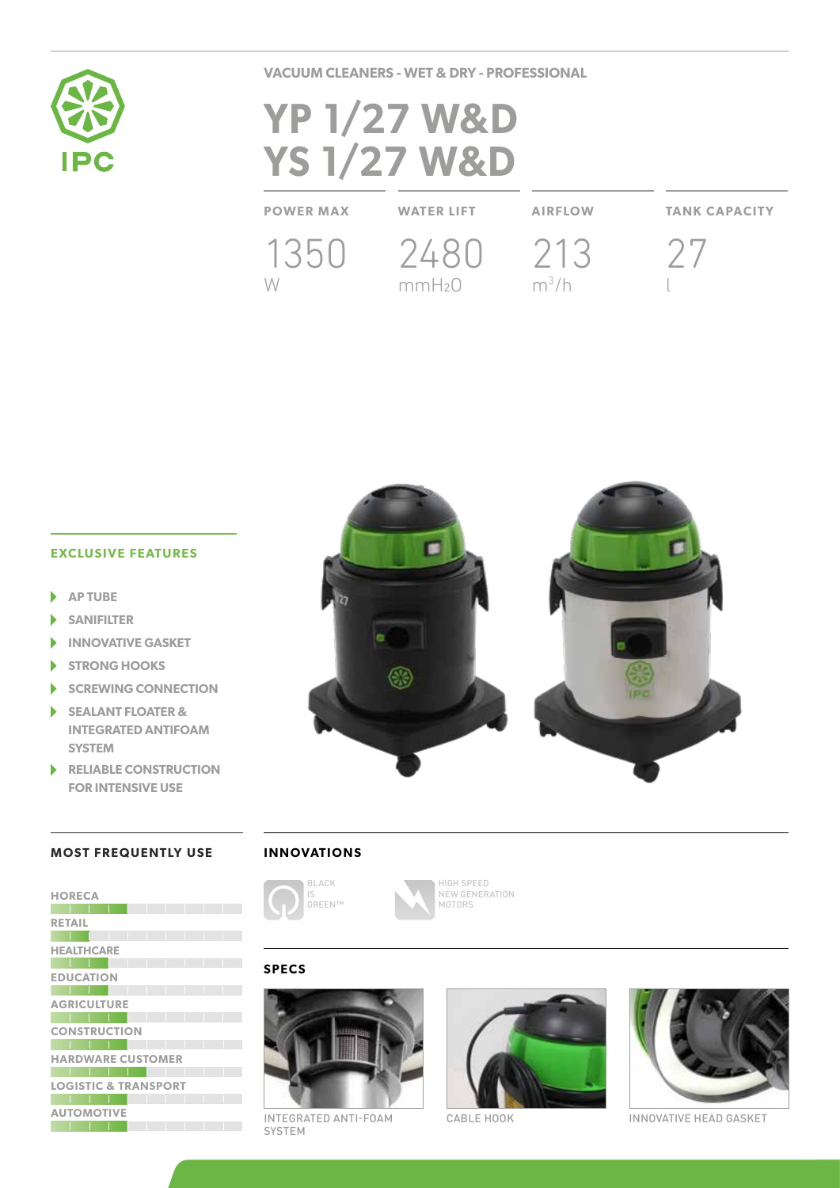VACUUM CLEANERS - WET & DRY - PROFESSIONAL

# YP 1/27 W&D
# YS 1/27 W&D

| POWER MAX | WATER LIFT | AIRFLOW | TANK CAPACITY |
|---|---|---|---|
| 1350 W | 2480 $mmH_2O$ | 213 $m^3/h$ | 27 l |

## EXCLUSIVE FEATURES

- AP TUBE
- SANIFILTER
- INNOVATIVE GASKET
- STRONG HOOKS
- SCREWING CONNECTION
- SEALANT FLOATER & INTEGRATED ANTIFOAM SYSTEM
- RELIABLE CONSTRUCTION FOR INTENSIVE USE

## MOST FREQUENTLY USE

- HORECA
- RETAIL
- HEALTHCARE
- EDUCATION
- AGRICULTURE
- CONSTRUCTION
- HARDWARE CUSTOMER
- LOGISTIC & TRANSPORT
- AUTOMOTIVE

## INNOVATIONS

BLACK IS GREEN™

HIGH SPEED NEW GENERATION MOTORS

## SPECS

INTEGRATED ANTI-FOAM SYSTEM

CABLE HOOK

INNOVATIVE HEAD GASKET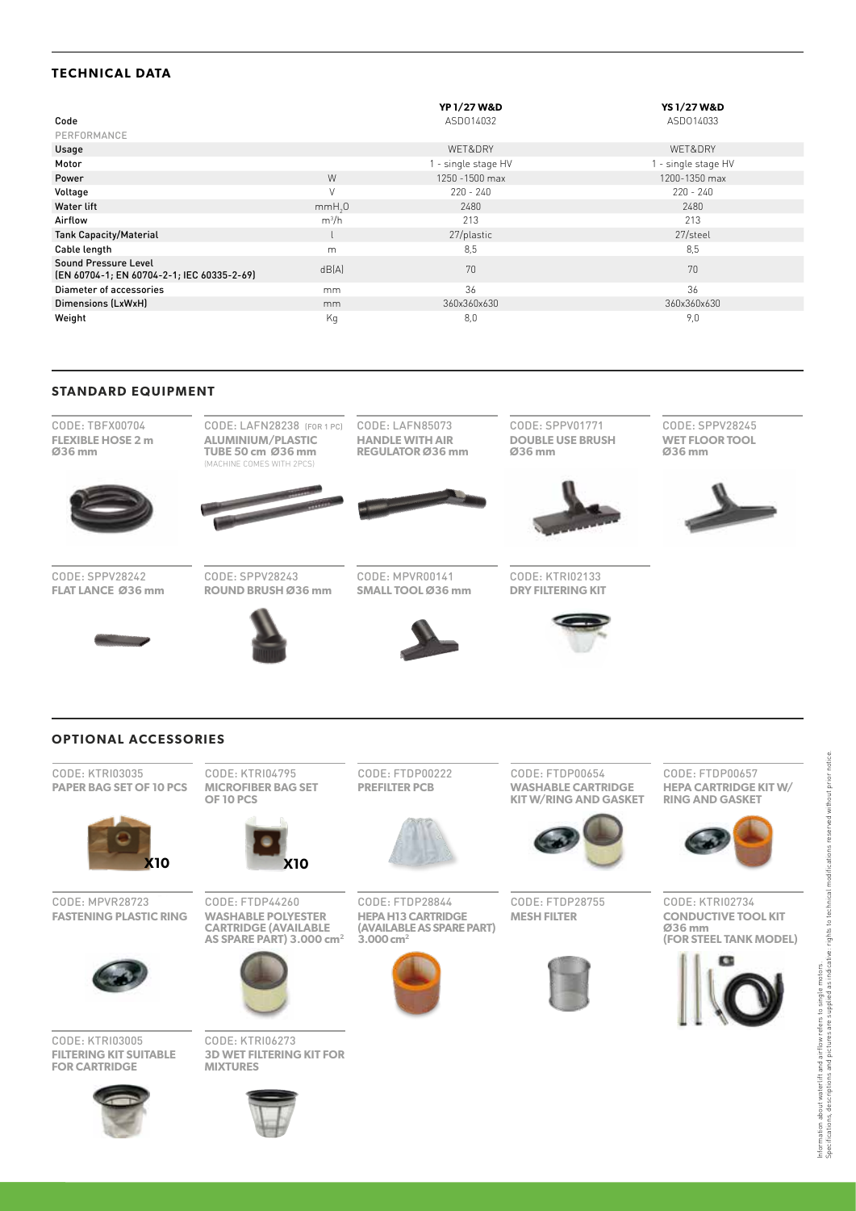## TECHNICAL DATA

| | | YP 1/27 W&D | YS 1/27 W&D |
|---|---|---|---|
| Code | | ASDO14032 | ASDO14033 |
| PERFORMANCE | | | |
| Usage | | WET&DRY | WET&DRY |
| Motor | | 1 - single stage HV | 1 - single stage HV |
| Power | W | 1250 -1500 max | 1200-1350 max |
| Voltage | V | 220 - 240 | 220 - 240 |
| Water lift | $mmH_2O$ | 2480 | 2480 |
| Airflow | $m^3/h$ | 213 | 213 |
| Tank Capacity/Material | l | 27/plastic | 27/steel |
| Cable length | m | 8,5 | 8,5 |
| Sound Pressure Level (EN 60704-1; EN 60704-2-1; IEC 60335-2-69) | dB(A) | 70 | 70 |
| Diameter of accessories | mm | 36 | 36 |
| Dimensions (LxWxH) | mm | 360x360x630 | 360x360x630 |
| Weight | Kg | 8,0 | 9,0 |

## STANDARD EQUIPMENT

CODE: TBFX00704
**FLEXIBLE HOSE 2 m Ø36 mm**

CODE: LAFN28238 (FOR 1 PC)
**ALUMINIUM/PLASTIC TUBE 50 cm Ø36 mm**
(MACHINE COMES WITH 2PCS)

CODE: LAFN85073
**HANDLE WITH AIR REGULATOR Ø36 mm**

CODE: SPPV01771
**DOUBLE USE BRUSH Ø36 mm**

CODE: SPPV28245
**WET FLOOR TOOL Ø36 mm**

CODE: SPPV28242
**FLAT LANCE Ø36 mm**

CODE: SPPV28243
**ROUND BRUSH Ø36 mm**

CODE: MPVR00141
**SMALL TOOL Ø36 mm**

CODE: KTRI02133
**DRY FILTERING KIT**

## OPTIONAL ACCESSORIES

CODE: KTRI03035
**PAPER BAG SET OF 10 PCS**

X10

CODE: KTRI04795
**MICROFIBER BAG SET OF 10 PCS**

X10

CODE: FTDP00222
**PREFILTER PCB**

CODE: FTDP00654
**WASHABLE CARTRIDGE KIT W/RING AND GASKET**

CODE: FTDP00657
**HEPA CARTRIDGE KIT W/ RING AND GASKET**

CODE: MPVR28723
**FASTENING PLASTIC RING**

CODE: FTDP44260
**WASHABLE POLYESTER CARTRIDGE (AVAILABLE AS SPARE PART) 3.000 cm²**

CODE: FTDP28844
**HEPA H13 CARTRIDGE (AVAILABLE AS SPARE PART) 3.000 cm²**

CODE: FTDP28755
**MESH FILTER**

CODE: KTRI02734
**CONDUCTIVE TOOL KIT Ø36 mm (FOR STEEL TANK MODEL)**

CODE: KTRI03005
**FILTERING KIT SUITABLE FOR CARTRIDGE**

CODE: KTRI06273
**3D WET FILTERING KIT FOR MIXTURES**

Information about waterlift and airflow refers to single motors.
Specifications, descriptions and pictures are supplied as indicative: rights to technical modifications reserved without prior notice.